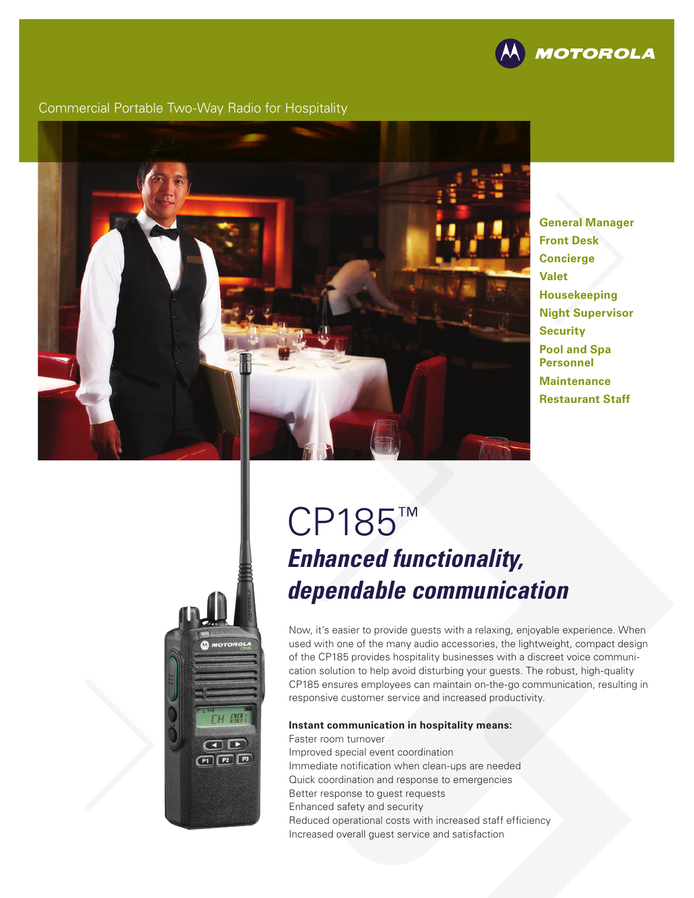Commercial Portable Two-Way Radio for Hospitality

**General Manager**
**Front Desk**
**Concierge**
**Valet**
**Housekeeping**
**Night Supervisor**
**Security**
**Pool and Spa Personnel**
**Maintenance**
**Restaurant Staff**

# CP185™

## *Enhanced functionality, dependable communication*

Now, it's easier to provide guests with a relaxing, enjoyable experience. When used with one of the many audio accessories, the lightweight, compact design of the CP185 provides hospitality businesses with a discreet voice communication solution to help avoid disturbing your guests. The robust, high-quality CP185 ensures employees can maintain on-the-go communication, resulting in responsive customer service and increased productivity.

**Instant communication in hospitality means:**

Faster room turnover
Improved special event coordination
Immediate notification when clean-ups are needed
Quick coordination and response to emergencies
Better response to guest requests
Enhanced safety and security
Reduced operational costs with increased staff efficiency
Increased overall guest service and satisfaction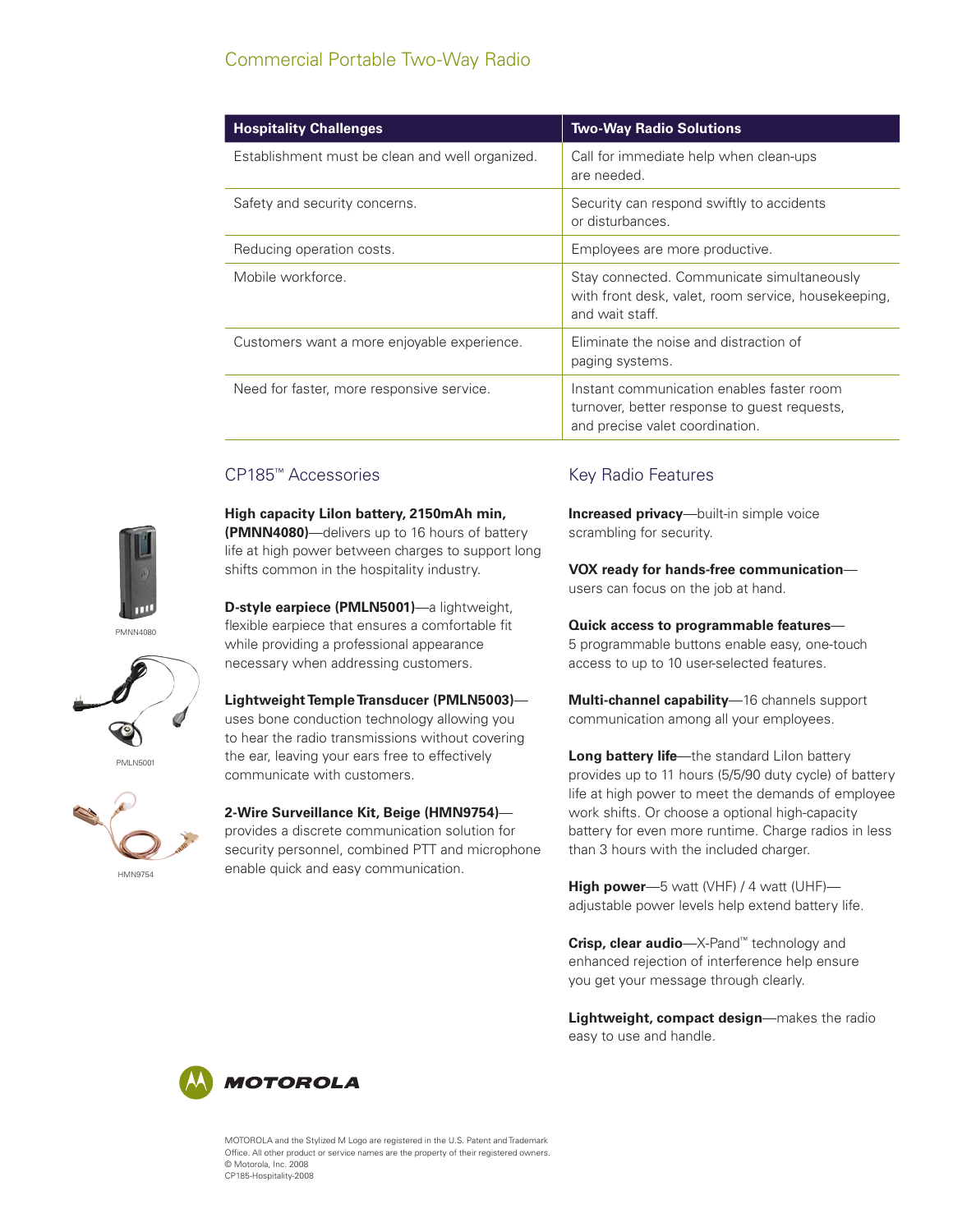## Commercial Portable Two-Way Radio

| Hospitality Challenges | Two-Way Radio Solutions |
|---|---|
| Establishment must be clean and well organized. | Call for immediate help when clean-ups are needed. |
| Safety and security concerns. | Security can respond swiftly to accidents or disturbances. |
| Reducing operation costs. | Employees are more productive. |
| Mobile workforce. | Stay connected. Communicate simultaneously with front desk, valet, room service, housekeeping, and wait staff. |
| Customers want a more enjoyable experience. | Eliminate the noise and distraction of paging systems. |
| Need for faster, more responsive service. | Instant communication enables faster room turnover, better response to guest requests, and precise valet coordination. |

### CP185™ Accessories

PMNN4080

PMLN5001

HMN9754

**High capacity LiIon battery, 2150mAh min, (PMNN4080)**—delivers up to 16 hours of battery life at high power between charges to support long shifts common in the hospitality industry.

**D-style earpiece (PMLN5001)**—a lightweight, flexible earpiece that ensures a comfortable fit while providing a professional appearance necessary when addressing customers.

**Lightweight Temple Transducer (PMLN5003)**—uses bone conduction technology allowing you to hear the radio transmissions without covering the ear, leaving your ears free to effectively communicate with customers.

**2-Wire Surveillance Kit, Beige (HMN9754)**—provides a discrete communication solution for security personnel, combined PTT and microphone enable quick and easy communication.

### Key Radio Features

**Increased privacy**—built-in simple voice scrambling for security.

**VOX ready for hands-free communication**—users can focus on the job at hand.

**Quick access to programmable features**—5 programmable buttons enable easy, one-touch access to up to 10 user-selected features.

**Multi-channel capability**—16 channels support communication among all your employees.

**Long battery life**—the standard LiIon battery provides up to 11 hours (5/5/90 duty cycle) of battery life at high power to meet the demands of employee work shifts. Or choose a optional high-capacity battery for even more runtime. Charge radios in less than 3 hours with the included charger.

**High power**—5 watt (VHF) / 4 watt (UHF)—adjustable power levels help extend battery life.

**Crisp, clear audio**—X-Pand™ technology and enhanced rejection of interference help ensure you get your message through clearly.

**Lightweight, compact design**—makes the radio easy to use and handle.

MOTOROLA

MOTOROLA and the Stylized M Logo are registered in the U.S. Patent and Trademark Office. All other product or service names are the property of their registered owners. © Motorola, Inc. 2008
CP185-Hospitality-2008